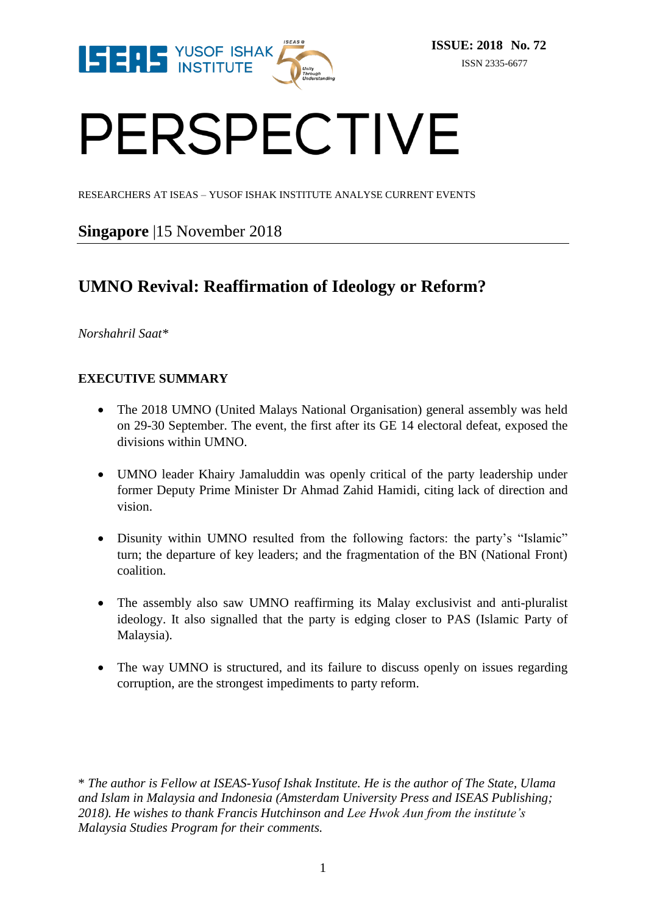ISSUE: 2018 No. 72

ISSN 2335-6677

# PERSPECTIVE

RESEARCHERS AT ISEAS – YUSOF ISHAK INSTITUTE ANALYSE CURRENT EVENTS

**Singapore** |15 November 2018

## UMNO Revival: Reaffirmation of Ideology or Reform?

*Norshahril Saat**

### EXECUTIVE SUMMARY

- The 2018 UMNO (United Malays National Organisation) general assembly was held on 29-30 September. The event, the first after its GE 14 electoral defeat, exposed the divisions within UMNO.
- UMNO leader Khairy Jamaluddin was openly critical of the party leadership under former Deputy Prime Minister Dr Ahmad Zahid Hamidi, citing lack of direction and vision.
- Disunity within UMNO resulted from the following factors: the party's "Islamic" turn; the departure of key leaders; and the fragmentation of the BN (National Front) coalition.
- The assembly also saw UMNO reaffirming its Malay exclusivist and anti-pluralist ideology. It also signalled that the party is edging closer to PAS (Islamic Party of Malaysia).
- The way UMNO is structured, and its failure to discuss openly on issues regarding corruption, are the strongest impediments to party reform.

*\* The author is Fellow at ISEAS-Yusof Ishak Institute. He is the author of The State, Ulama and Islam in Malaysia and Indonesia (Amsterdam University Press and ISEAS Publishing; 2018). He wishes to thank Francis Hutchinson and Lee Hwok Aun from the institute's Malaysia Studies Program for their comments.*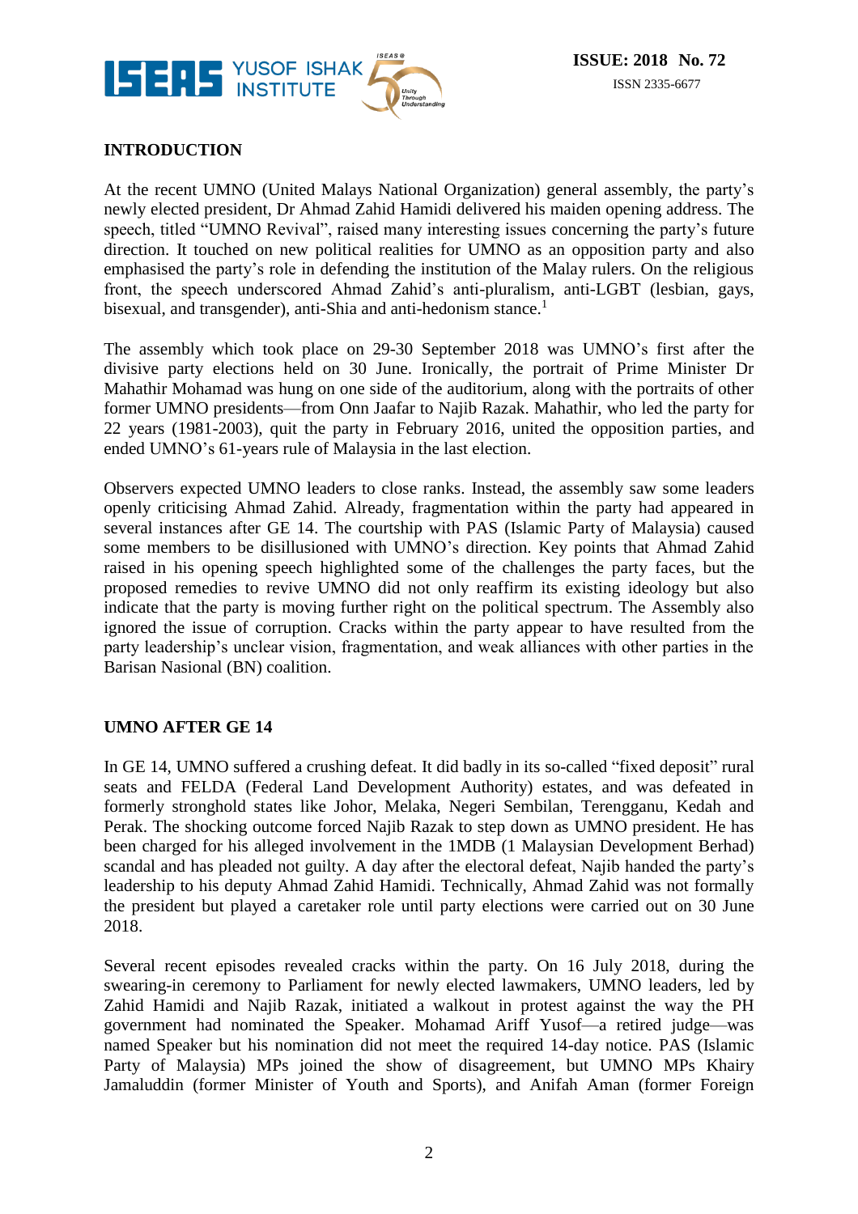## INTRODUCTION

At the recent UMNO (United Malays National Organization) general assembly, the party's newly elected president, Dr Ahmad Zahid Hamidi delivered his maiden opening address. The speech, titled "UMNO Revival", raised many interesting issues concerning the party's future direction. It touched on new political realities for UMNO as an opposition party and also emphasised the party's role in defending the institution of the Malay rulers. On the religious front, the speech underscored Ahmad Zahid's anti-pluralism, anti-LGBT (lesbian, gays, bisexual, and transgender), anti-Shia and anti-hedonism stance.[1]

The assembly which took place on 29-30 September 2018 was UMNO's first after the divisive party elections held on 30 June. Ironically, the portrait of Prime Minister Dr Mahathir Mohamad was hung on one side of the auditorium, along with the portraits of other former UMNO presidents—from Onn Jaafar to Najib Razak. Mahathir, who led the party for 22 years (1981-2003), quit the party in February 2016, united the opposition parties, and ended UMNO's 61-years rule of Malaysia in the last election.

Observers expected UMNO leaders to close ranks. Instead, the assembly saw some leaders openly criticising Ahmad Zahid. Already, fragmentation within the party had appeared in several instances after GE 14. The courtship with PAS (Islamic Party of Malaysia) caused some members to be disillusioned with UMNO's direction. Key points that Ahmad Zahid raised in his opening speech highlighted some of the challenges the party faces, but the proposed remedies to revive UMNO did not only reaffirm its existing ideology but also indicate that the party is moving further right on the political spectrum. The Assembly also ignored the issue of corruption. Cracks within the party appear to have resulted from the party leadership's unclear vision, fragmentation, and weak alliances with other parties in the Barisan Nasional (BN) coalition.

## UMNO AFTER GE 14

In GE 14, UMNO suffered a crushing defeat. It did badly in its so-called "fixed deposit" rural seats and FELDA (Federal Land Development Authority) estates, and was defeated in formerly stronghold states like Johor, Melaka, Negeri Sembilan, Terengganu, Kedah and Perak. The shocking outcome forced Najib Razak to step down as UMNO president. He has been charged for his alleged involvement in the 1MDB (1 Malaysian Development Berhad) scandal and has pleaded not guilty. A day after the electoral defeat, Najib handed the party's leadership to his deputy Ahmad Zahid Hamidi. Technically, Ahmad Zahid was not formally the president but played a caretaker role until party elections were carried out on 30 June 2018.

Several recent episodes revealed cracks within the party. On 16 July 2018, during the swearing-in ceremony to Parliament for newly elected lawmakers, UMNO leaders, led by Zahid Hamidi and Najib Razak, initiated a walkout in protest against the way the PH government had nominated the Speaker. Mohamad Ariff Yusof—a retired judge—was named Speaker but his nomination did not meet the required 14-day notice. PAS (Islamic Party of Malaysia) MPs joined the show of disagreement, but UMNO MPs Khairy Jamaluddin (former Minister of Youth and Sports), and Anifah Aman (former Foreign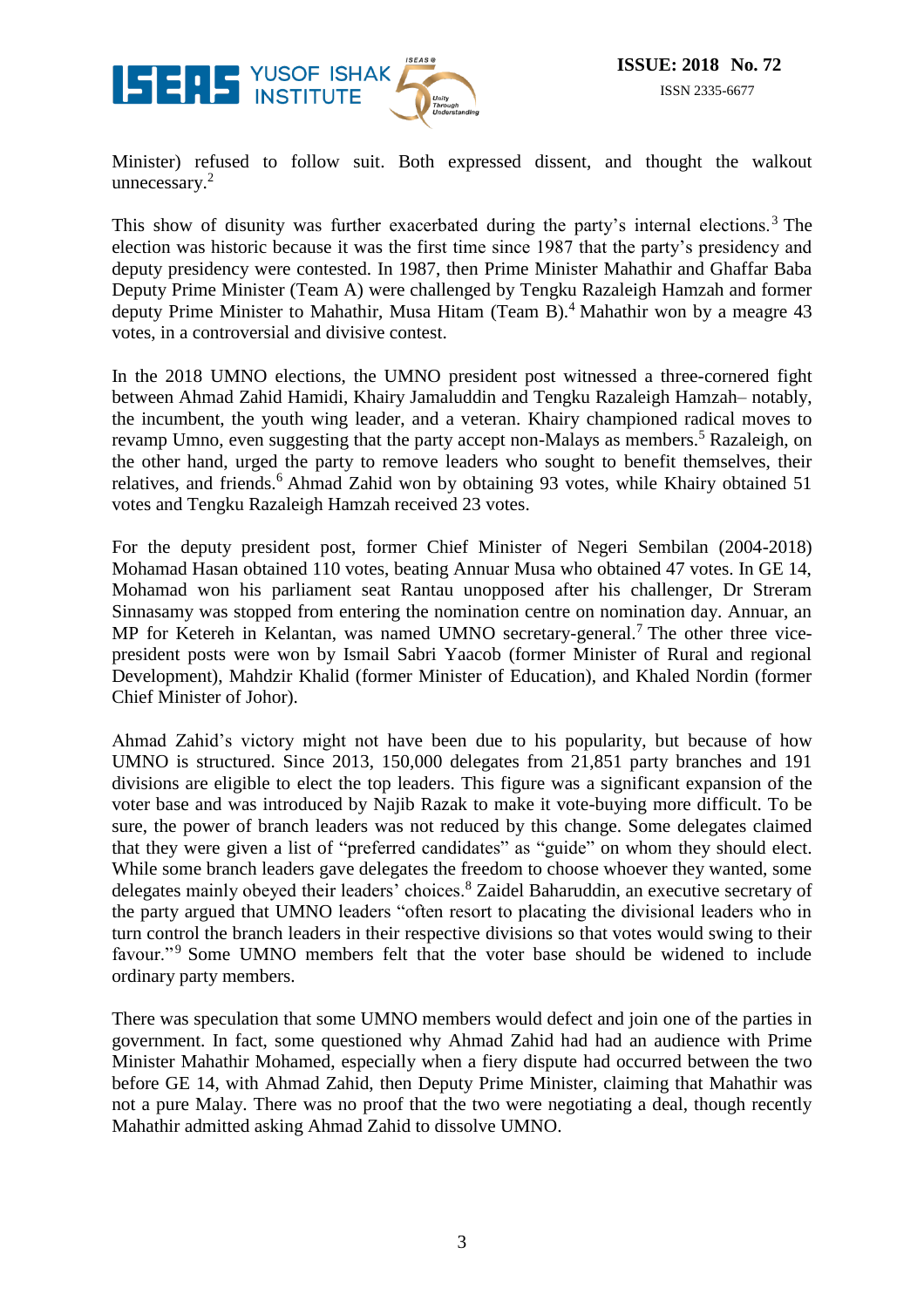Minister) refused to follow suit. Both expressed dissent, and thought the walkout unnecessary.[2]

This show of disunity was further exacerbated during the party's internal elections.[3] The election was historic because it was the first time since 1987 that the party's presidency and deputy presidency were contested. In 1987, then Prime Minister Mahathir and Ghaffar Baba Deputy Prime Minister (Team A) were challenged by Tengku Razaleigh Hamzah and former deputy Prime Minister to Mahathir, Musa Hitam (Team B).[4] Mahathir won by a meagre 43 votes, in a controversial and divisive contest.

In the 2018 UMNO elections, the UMNO president post witnessed a three-cornered fight between Ahmad Zahid Hamidi, Khairy Jamaluddin and Tengku Razaleigh Hamzah– notably, the incumbent, the youth wing leader, and a veteran. Khairy championed radical moves to revamp Umno, even suggesting that the party accept non-Malays as members.[5] Razaleigh, on the other hand, urged the party to remove leaders who sought to benefit themselves, their relatives, and friends.[6] Ahmad Zahid won by obtaining 93 votes, while Khairy obtained 51 votes and Tengku Razaleigh Hamzah received 23 votes.

For the deputy president post, former Chief Minister of Negeri Sembilan (2004-2018) Mohamad Hasan obtained 110 votes, beating Annuar Musa who obtained 47 votes. In GE 14, Mohamad won his parliament seat Rantau unopposed after his challenger, Dr Streram Sinnasamy was stopped from entering the nomination centre on nomination day. Annuar, an MP for Ketereh in Kelantan, was named UMNO secretary-general.[7] The other three vice-president posts were won by Ismail Sabri Yaacob (former Minister of Rural and regional Development), Mahdzir Khalid (former Minister of Education), and Khaled Nordin (former Chief Minister of Johor).

Ahmad Zahid's victory might not have been due to his popularity, but because of how UMNO is structured. Since 2013, 150,000 delegates from 21,851 party branches and 191 divisions are eligible to elect the top leaders. This figure was a significant expansion of the voter base and was introduced by Najib Razak to make it vote-buying more difficult. To be sure, the power of branch leaders was not reduced by this change. Some delegates claimed that they were given a list of "preferred candidates" as "guide" on whom they should elect. While some branch leaders gave delegates the freedom to choose whoever they wanted, some delegates mainly obeyed their leaders' choices.[8] Zaidel Baharuddin, an executive secretary of the party argued that UMNO leaders "often resort to placating the divisional leaders who in turn control the branch leaders in their respective divisions so that votes would swing to their favour."[9] Some UMNO members felt that the voter base should be widened to include ordinary party members.

There was speculation that some UMNO members would defect and join one of the parties in government. In fact, some questioned why Ahmad Zahid had had an audience with Prime Minister Mahathir Mohamed, especially when a fiery dispute had occurred between the two before GE 14, with Ahmad Zahid, then Deputy Prime Minister, claiming that Mahathir was not a pure Malay. There was no proof that the two were negotiating a deal, though recently Mahathir admitted asking Ahmad Zahid to dissolve UMNO.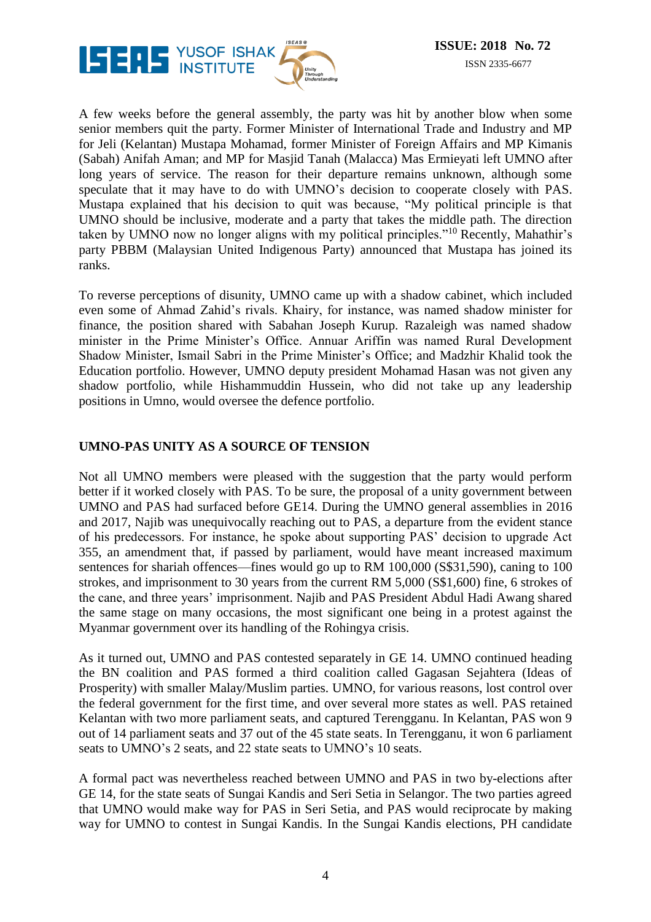A few weeks before the general assembly, the party was hit by another blow when some senior members quit the party. Former Minister of International Trade and Industry and MP for Jeli (Kelantan) Mustapa Mohamad, former Minister of Foreign Affairs and MP Kimanis (Sabah) Anifah Aman; and MP for Masjid Tanah (Malacca) Mas Ermieyati left UMNO after long years of service. The reason for their departure remains unknown, although some speculate that it may have to do with UMNO's decision to cooperate closely with PAS. Mustapa explained that his decision to quit was because, "My political principle is that UMNO should be inclusive, moderate and a party that takes the middle path. The direction taken by UMNO now no longer aligns with my political principles."[10] Recently, Mahathir's party PBBM (Malaysian United Indigenous Party) announced that Mustapa has joined its ranks.

To reverse perceptions of disunity, UMNO came up with a shadow cabinet, which included even some of Ahmad Zahid's rivals. Khairy, for instance, was named shadow minister for finance, the position shared with Sabahan Joseph Kurup. Razaleigh was named shadow minister in the Prime Minister's Office. Annuar Ariffin was named Rural Development Shadow Minister, Ismail Sabri in the Prime Minister's Office; and Madzhir Khalid took the Education portfolio. However, UMNO deputy president Mohamad Hasan was not given any shadow portfolio, while Hishammuddin Hussein, who did not take up any leadership positions in Umno, would oversee the defence portfolio.

## UMNO-PAS UNITY AS A SOURCE OF TENSION

Not all UMNO members were pleased with the suggestion that the party would perform better if it worked closely with PAS. To be sure, the proposal of a unity government between UMNO and PAS had surfaced before GE14. During the UMNO general assemblies in 2016 and 2017, Najib was unequivocally reaching out to PAS, a departure from the evident stance of his predecessors. For instance, he spoke about supporting PAS' decision to upgrade Act 355, an amendment that, if passed by parliament, would have meant increased maximum sentences for shariah offences—fines would go up to RM 100,000 (S$31,590), caning to 100 strokes, and imprisonment to 30 years from the current RM 5,000 (S$1,600) fine, 6 strokes of the cane, and three years' imprisonment. Najib and PAS President Abdul Hadi Awang shared the same stage on many occasions, the most significant one being in a protest against the Myanmar government over its handling of the Rohingya crisis.

As it turned out, UMNO and PAS contested separately in GE 14. UMNO continued heading the BN coalition and PAS formed a third coalition called Gagasan Sejahtera (Ideas of Prosperity) with smaller Malay/Muslim parties. UMNO, for various reasons, lost control over the federal government for the first time, and over several more states as well. PAS retained Kelantan with two more parliament seats, and captured Terengganu. In Kelantan, PAS won 9 out of 14 parliament seats and 37 out of the 45 state seats. In Terengganu, it won 6 parliament seats to UMNO's 2 seats, and 22 state seats to UMNO's 10 seats.

A formal pact was nevertheless reached between UMNO and PAS in two by-elections after GE 14, for the state seats of Sungai Kandis and Seri Setia in Selangor. The two parties agreed that UMNO would make way for PAS in Seri Setia, and PAS would reciprocate by making way for UMNO to contest in Sungai Kandis. In the Sungai Kandis elections, PH candidate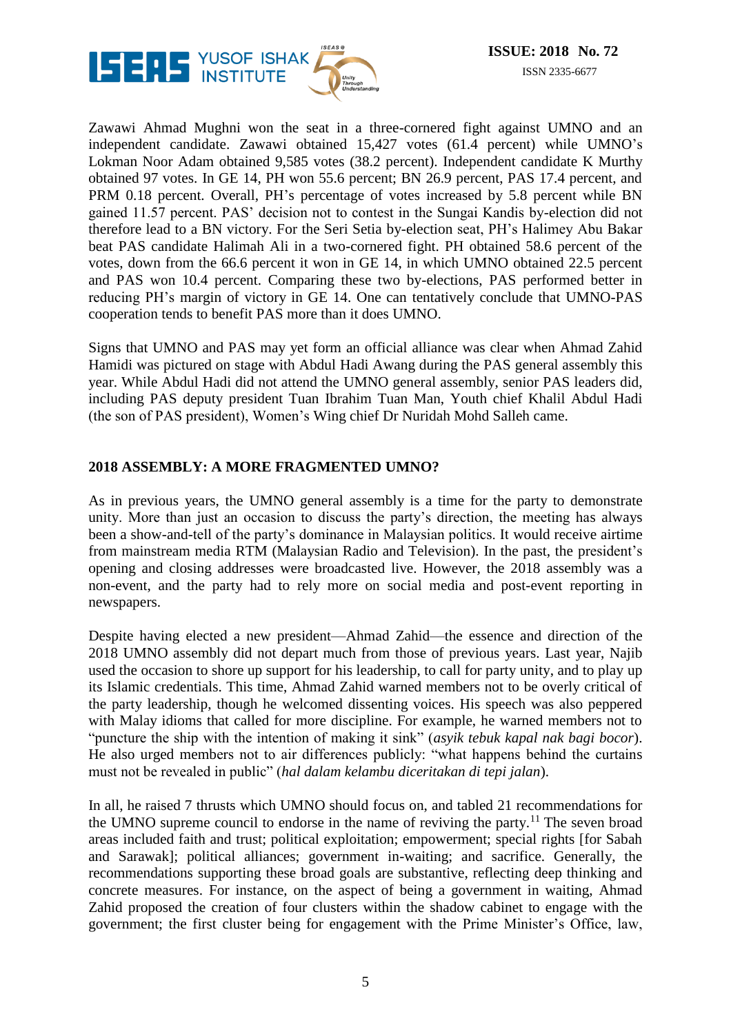Zawawi Ahmad Mughni won the seat in a three-cornered fight against UMNO and an independent candidate. Zawawi obtained 15,427 votes (61.4 percent) while UMNO's Lokman Noor Adam obtained 9,585 votes (38.2 percent). Independent candidate K Murthy obtained 97 votes. In GE 14, PH won 55.6 percent; BN 26.9 percent, PAS 17.4 percent, and PRM 0.18 percent. Overall, PH's percentage of votes increased by 5.8 percent while BN gained 11.57 percent. PAS' decision not to contest in the Sungai Kandis by-election did not therefore lead to a BN victory. For the Seri Setia by-election seat, PH's Halimey Abu Bakar beat PAS candidate Halimah Ali in a two-cornered fight. PH obtained 58.6 percent of the votes, down from the 66.6 percent it won in GE 14, in which UMNO obtained 22.5 percent and PAS won 10.4 percent. Comparing these two by-elections, PAS performed better in reducing PH's margin of victory in GE 14. One can tentatively conclude that UMNO-PAS cooperation tends to benefit PAS more than it does UMNO.

Signs that UMNO and PAS may yet form an official alliance was clear when Ahmad Zahid Hamidi was pictured on stage with Abdul Hadi Awang during the PAS general assembly this year. While Abdul Hadi did not attend the UMNO general assembly, senior PAS leaders did, including PAS deputy president Tuan Ibrahim Tuan Man, Youth chief Khalil Abdul Hadi (the son of PAS president), Women's Wing chief Dr Nuridah Mohd Salleh came.

## 2018 ASSEMBLY: A MORE FRAGMENTED UMNO?

As in previous years, the UMNO general assembly is a time for the party to demonstrate unity. More than just an occasion to discuss the party's direction, the meeting has always been a show-and-tell of the party's dominance in Malaysian politics. It would receive airtime from mainstream media RTM (Malaysian Radio and Television). In the past, the president's opening and closing addresses were broadcasted live. However, the 2018 assembly was a non-event, and the party had to rely more on social media and post-event reporting in newspapers.

Despite having elected a new president—Ahmad Zahid—the essence and direction of the 2018 UMNO assembly did not depart much from those of previous years. Last year, Najib used the occasion to shore up support for his leadership, to call for party unity, and to play up its Islamic credentials. This time, Ahmad Zahid warned members not to be overly critical of the party leadership, though he welcomed dissenting voices. His speech was also peppered with Malay idioms that called for more discipline. For example, he warned members not to "puncture the ship with the intention of making it sink" (*asyik tebuk kapal nak bagi bocor*). He also urged members not to air differences publicly: "what happens behind the curtains must not be revealed in public" (*hal dalam kelambu diceritakan di tepi jalan*).

In all, he raised 7 thrusts which UMNO should focus on, and tabled 21 recommendations for the UMNO supreme council to endorse in the name of reviving the party.[11] The seven broad areas included faith and trust; political exploitation; empowerment; special rights [for Sabah and Sarawak]; political alliances; government in-waiting; and sacrifice. Generally, the recommendations supporting these broad goals are substantive, reflecting deep thinking and concrete measures. For instance, on the aspect of being a government in waiting, Ahmad Zahid proposed the creation of four clusters within the shadow cabinet to engage with the government; the first cluster being for engagement with the Prime Minister's Office, law,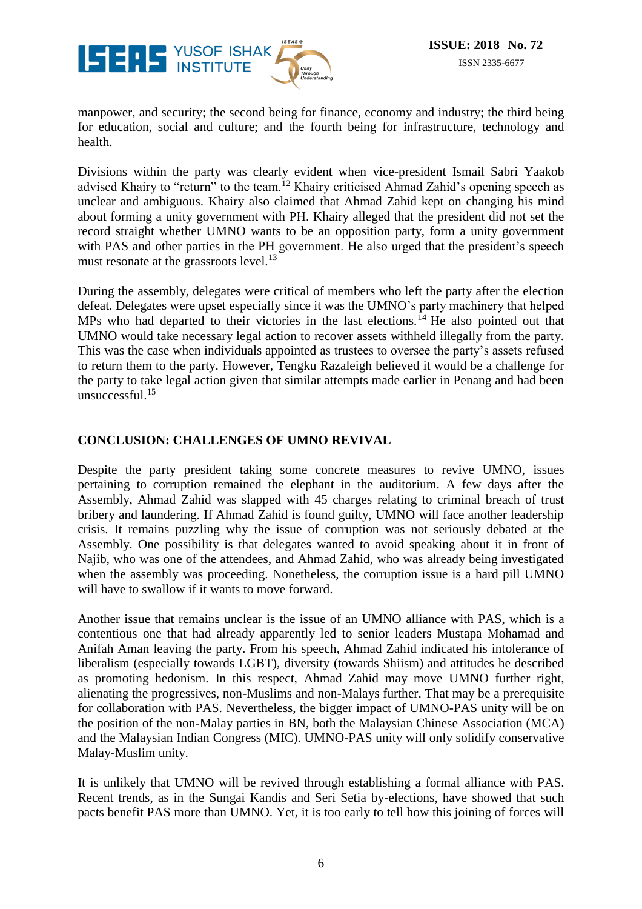manpower, and security; the second being for finance, economy and industry; the third being for education, social and culture; and the fourth being for infrastructure, technology and health.

Divisions within the party was clearly evident when vice-president Ismail Sabri Yaakob advised Khairy to "return" to the team.[12] Khairy criticised Ahmad Zahid's opening speech as unclear and ambiguous. Khairy also claimed that Ahmad Zahid kept on changing his mind about forming a unity government with PH. Khairy alleged that the president did not set the record straight whether UMNO wants to be an opposition party, form a unity government with PAS and other parties in the PH government. He also urged that the president's speech must resonate at the grassroots level.[13]

During the assembly, delegates were critical of members who left the party after the election defeat. Delegates were upset especially since it was the UMNO's party machinery that helped MPs who had departed to their victories in the last elections.[14] He also pointed out that UMNO would take necessary legal action to recover assets withheld illegally from the party. This was the case when individuals appointed as trustees to oversee the party's assets refused to return them to the party. However, Tengku Razaleigh believed it would be a challenge for the party to take legal action given that similar attempts made earlier in Penang and had been unsuccessful.[15]

## CONCLUSION: CHALLENGES OF UMNO REVIVAL

Despite the party president taking some concrete measures to revive UMNO, issues pertaining to corruption remained the elephant in the auditorium. A few days after the Assembly, Ahmad Zahid was slapped with 45 charges relating to criminal breach of trust bribery and laundering. If Ahmad Zahid is found guilty, UMNO will face another leadership crisis. It remains puzzling why the issue of corruption was not seriously debated at the Assembly. One possibility is that delegates wanted to avoid speaking about it in front of Najib, who was one of the attendees, and Ahmad Zahid, who was already being investigated when the assembly was proceeding. Nonetheless, the corruption issue is a hard pill UMNO will have to swallow if it wants to move forward.

Another issue that remains unclear is the issue of an UMNO alliance with PAS, which is a contentious one that had already apparently led to senior leaders Mustapa Mohamad and Anifah Aman leaving the party. From his speech, Ahmad Zahid indicated his intolerance of liberalism (especially towards LGBT), diversity (towards Shiism) and attitudes he described as promoting hedonism. In this respect, Ahmad Zahid may move UMNO further right, alienating the progressives, non-Muslims and non-Malays further. That may be a prerequisite for collaboration with PAS. Nevertheless, the bigger impact of UMNO-PAS unity will be on the position of the non-Malay parties in BN, both the Malaysian Chinese Association (MCA) and the Malaysian Indian Congress (MIC). UMNO-PAS unity will only solidify conservative Malay-Muslim unity.

It is unlikely that UMNO will be revived through establishing a formal alliance with PAS. Recent trends, as in the Sungai Kandis and Seri Setia by-elections, have showed that such pacts benefit PAS more than UMNO. Yet, it is too early to tell how this joining of forces will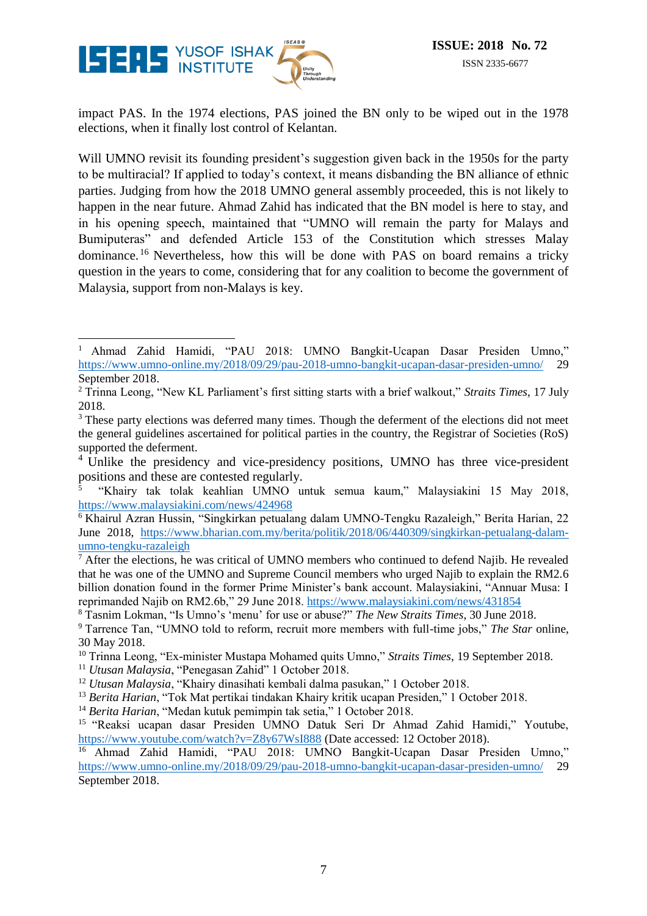impact PAS. In the 1974 elections, PAS joined the BN only to be wiped out in the 1978 elections, when it finally lost control of Kelantan.

Will UMNO revisit its founding president's suggestion given back in the 1950s for the party to be multiracial? If applied to today's context, it means disbanding the BN alliance of ethnic parties. Judging from how the 2018 UMNO general assembly proceeded, this is not likely to happen in the near future. Ahmad Zahid has indicated that the BN model is here to stay, and in his opening speech, maintained that "UMNO will remain the party for Malays and Bumiputeras" and defended Article 153 of the Constitution which stresses Malay dominance.[16] Nevertheless, how this will be done with PAS on board remains a tricky question in the years to come, considering that for any coalition to become the government of Malaysia, support from non-Malays is key.

---

[1] Ahmad Zahid Hamidi, "PAU 2018: UMNO Bangkit-Ucapan Dasar Presiden Umno," https://www.umno-online.my/2018/09/29/pau-2018-umno-bangkit-ucapan-dasar-presiden-umno/ 29 September 2018.

[2] Trinna Leong, "New KL Parliament's first sitting starts with a brief walkout," *Straits Times*, 17 July 2018.

[3] These party elections was deferred many times. Though the deferment of the elections did not meet the general guidelines ascertained for political parties in the country, the Registrar of Societies (RoS) supported the deferment.

[4] Unlike the presidency and vice-presidency positions, UMNO has three vice-president positions and these are contested regularly.

[5] "Khairy tak tolak keahlian UMNO untuk semua kaum," Malaysiakini 15 May 2018, https://www.malaysiakini.com/news/424968

[6] Khairul Azran Hussin, "Singkirkan petualang dalam UMNO-Tengku Razaleigh," Berita Harian, 22 June 2018, https://www.bharian.com.my/berita/politik/2018/06/440309/singkirkan-petualang-dalam-umno-tengku-razaleigh

[7] After the elections, he was critical of UMNO members who continued to defend Najib. He revealed that he was one of the UMNO and Supreme Council members who urged Najib to explain the RM2.6 billion donation found in the former Prime Minister's bank account. Malaysiakini, "Annuar Musa: I reprimanded Najib on RM2.6b," 29 June 2018. https://www.malaysiakini.com/news/431854

[8] Tasnim Lokman, "Is Umno's 'menu' for use or abuse?" *The New Straits Times*, 30 June 2018.

[9] Tarrence Tan, "UMNO told to reform, recruit more members with full-time jobs," *The Star* online, 30 May 2018.

[10] Trinna Leong, "Ex-minister Mustapa Mohamed quits Umno," *Straits Times*, 19 September 2018.

[11] *Utusan Malaysia*, "Penegasan Zahid" 1 October 2018.

[12] *Utusan Malaysia*, "Khairy dinasihati kembali dalma pasukan," 1 October 2018.

[13] *Berita Harian*, "Tok Mat pertikai tindakan Khairy kritik ucapan Presiden," 1 October 2018.

[14] *Berita Harian*, "Medan kutuk pemimpin tak setia," 1 October 2018.

[15] "Reaksi ucapan dasar Presiden UMNO Datuk Seri Dr Ahmad Zahid Hamidi," Youtube, https://www.youtube.com/watch?v=Z8y67WsI888 (Date accessed: 12 October 2018).

[16] Ahmad Zahid Hamidi, "PAU 2018: UMNO Bangkit-Ucapan Dasar Presiden Umno," https://www.umno-online.my/2018/09/29/pau-2018-umno-bangkit-ucapan-dasar-presiden-umno/ 29 September 2018.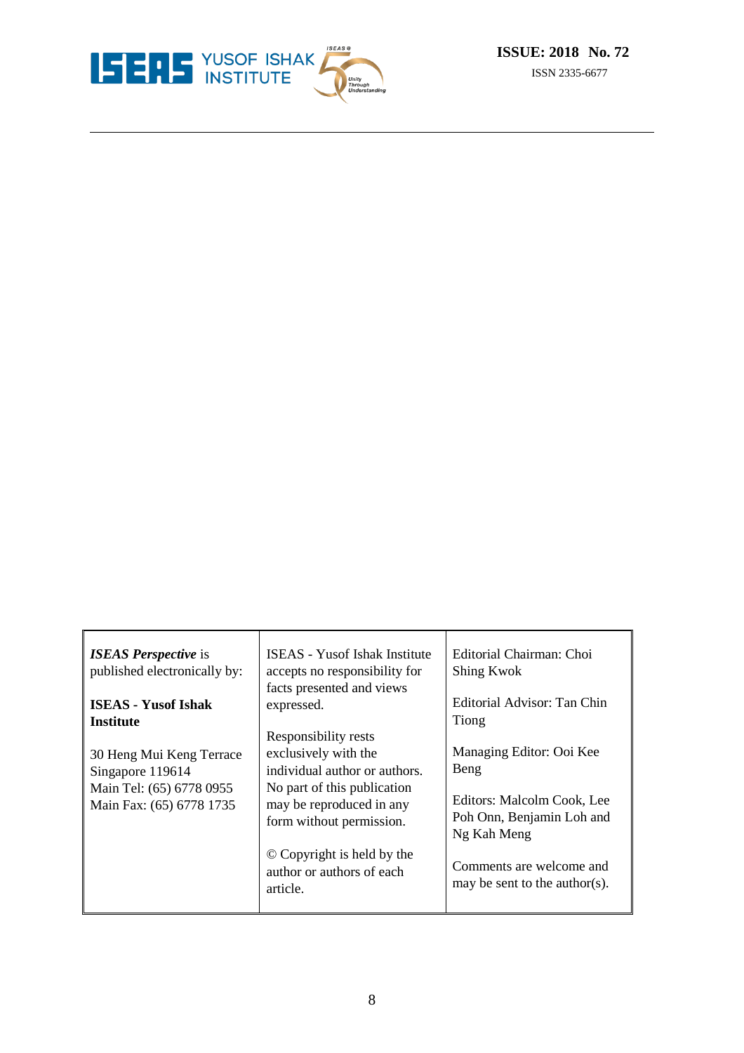| | | |
|---|---|---|
| ***ISEAS Perspective*** is published electronically by:<br><br>**ISEAS - Yusof Ishak Institute**<br><br>30 Heng Mui Keng Terrace<br>Singapore 119614<br>Main Tel: (65) 6778 0955<br>Main Fax: (65) 6778 1735 | ISEAS - Yusof Ishak Institute accepts no responsibility for facts presented and views expressed.<br><br>Responsibility rests exclusively with the individual author or authors. No part of this publication may be reproduced in any form without permission.<br><br>© Copyright is held by the author or authors of each article. | Editorial Chairman: Choi Shing Kwok<br><br>Editorial Advisor: Tan Chin Tiong<br><br>Managing Editor: Ooi Kee Beng<br><br>Editors: Malcolm Cook, Lee Poh Onn, Benjamin Loh and Ng Kah Meng<br><br>Comments are welcome and may be sent to the author(s). |